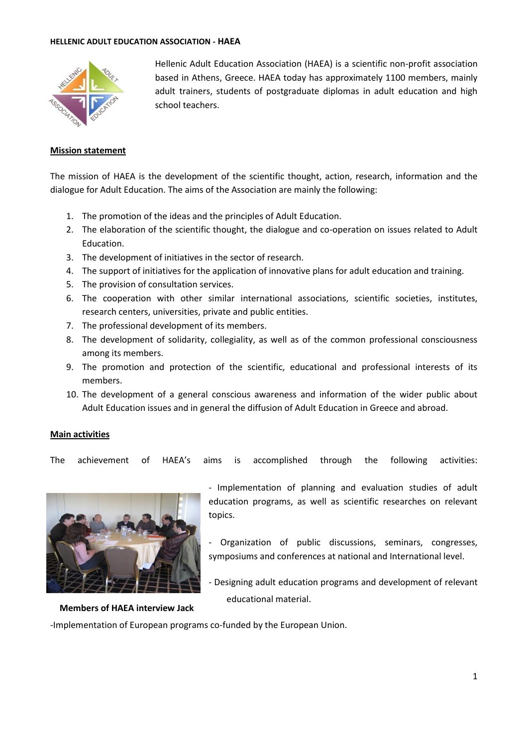**HELLENIC ADULT EDUCATION ASSOCIATION - HAEA**

Hellenic Adult Education Association (HAEA) is a scientific non-profit association based in Athens, Greece. HAEA today has approximately 1100 members, mainly adult trainers, students of postgraduate diplomas in adult education and high school teachers.

**Mission statement**

The mission of HAEA is the development of the scientific thought, action, research, information and the dialogue for Adult Education. The aims of the Association are mainly the following:

1. The promotion of the ideas and the principles of Adult Education.
2. The elaboration of the scientific thought, the dialogue and co-operation on issues related to Adult Education.
3. The development of initiatives in the sector of research.
4. The support of initiatives for the application of innovative plans for adult education and training.
5. The provision of consultation services.
6. The cooperation with other similar international associations, scientific societies, institutes, research centers, universities, private and public entities.
7. The professional development of its members.
8. The development of solidarity, collegiality, as well as of the common professional consciousness among its members.
9. The promotion and protection of the scientific, educational and professional interests of its members.
10. The development of a general conscious awareness and information of the wider public about Adult Education issues and in general the diffusion of Adult Education in Greece and abroad.

**Main activities**

The achievement of HAEA's aims is accomplished through the following activities:

- Implementation of planning and evaluation studies of adult education programs, as well as scientific researches on relevant topics.
- Organization of public discussions, seminars, congresses, symposiums and conferences at national and International level.
- Designing adult education programs and development of relevant educational material.
- Implementation of European programs co-funded by the European Union.

**Members of HAEA interview Jack**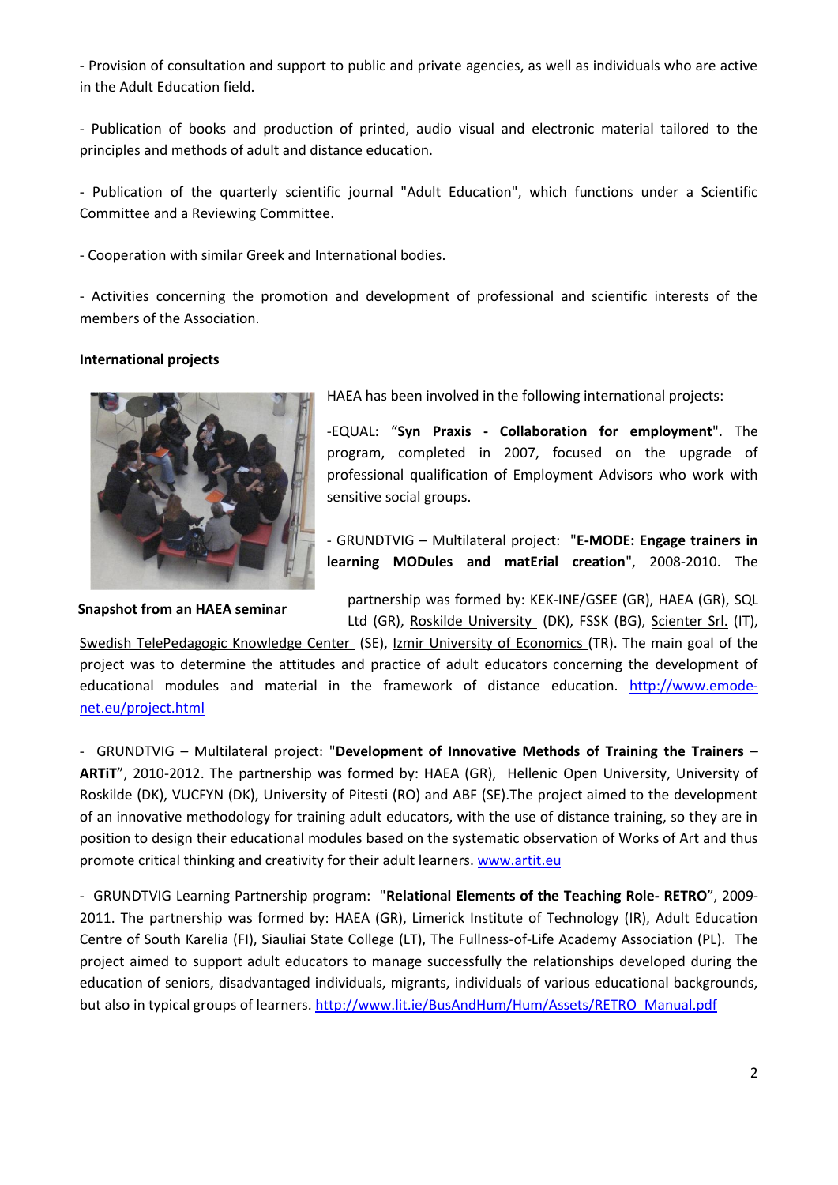- Provision of consultation and support to public and private agencies, as well as individuals who are active in the Adult Education field.

- Publication of books and production of printed, audio visual and electronic material tailored to the principles and methods of adult and distance education.

- Publication of the quarterly scientific journal "Adult Education", which functions under a Scientific Committee and a Reviewing Committee.

- Cooperation with similar Greek and International bodies.

- Activities concerning the promotion and development of professional and scientific interests of the members of the Association.

**International projects**

**Snapshot from an HAEA seminar**

HAEA has been involved in the following international projects:

-EQUAL: "**Syn Praxis - Collaboration for employment**". The program, completed in 2007, focused on the upgrade of professional qualification of Employment Advisors who work with sensitive social groups.

- GRUNDTVIG – Multilateral project: "**E-MODE: Engage trainers in learning MODules and matErial creation**", 2008-2010. The partnership was formed by: KEK-INE/GSEE (GR), HAEA (GR), SQL Ltd (GR), Roskilde University (DK), FSSK (BG), Scienter Srl. (IT), Swedish TelePedagogic Knowledge Center (SE), Izmir University of Economics (TR). The main goal of the project was to determine the attitudes and practice of adult educators concerning the development of educational modules and material in the framework of distance education. http://www.emode-net.eu/project.html

- GRUNDTVIG – Multilateral project: "**Development of Innovative Methods of Training the Trainers – ARTiT**", 2010-2012. The partnership was formed by: HAEA (GR), Hellenic Open University, University of Roskilde (DK), VUCFYN (DK), University of Pitesti (RO) and ABF (SE).The project aimed to the development of an innovative methodology for training adult educators, with the use of distance training, so they are in position to design their educational modules based on the systematic observation of Works of Art and thus promote critical thinking and creativity for their adult learners. www.artit.eu

- GRUNDTVIG Learning Partnership program: "**Relational Elements of the Teaching Role- RETRO**", 2009-2011. The partnership was formed by: HAEA (GR), Limerick Institute of Technology (IR), Adult Education Centre of South Karelia (FI), Siauliai State College (LT), The Fullness-of-Life Academy Association (PL). The project aimed to support adult educators to manage successfully the relationships developed during the education of seniors, disadvantaged individuals, migrants, individuals of various educational backgrounds, but also in typical groups of learners. http://www.lit.ie/BusAndHum/Hum/Assets/RETRO_Manual.pdf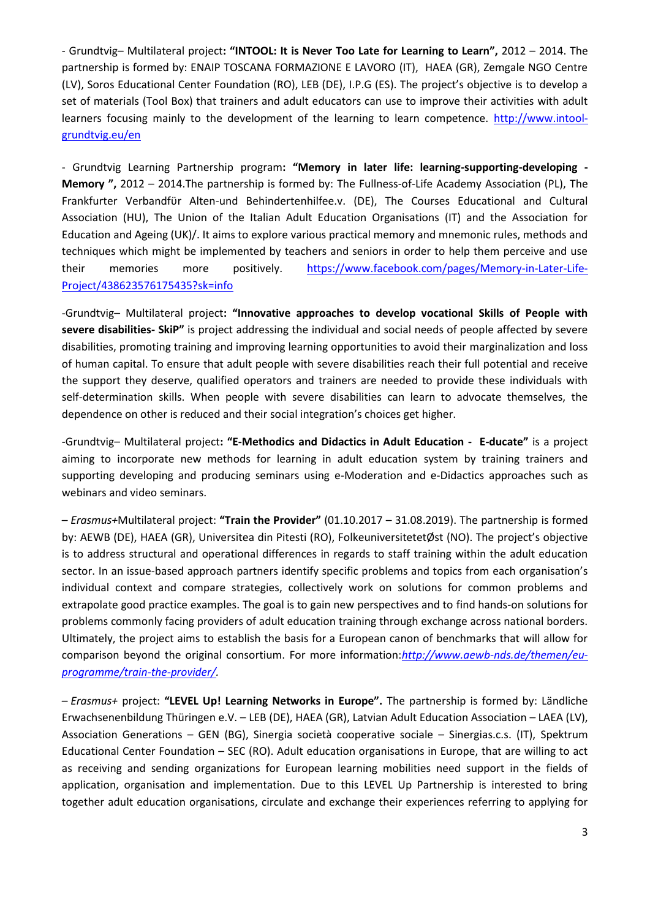- Grundtvig– Multilateral project**: "INTOOL: It is Never Too Late for Learning to Learn",** 2012 – 2014. The partnership is formed by: ENAIP TOSCANA FORMAZIONE E LAVORO (IT), HAEA (GR), Zemgale NGO Centre (LV), Soros Educational Center Foundation (RO), LEB (DE), I.P.G (ES). The project's objective is to develop a set of materials (Tool Box) that trainers and adult educators can use to improve their activities with adult learners focusing mainly to the development of the learning to learn competence. http://www.intool-grundtvig.eu/en

- Grundtvig Learning Partnership program**: "Memory in later life: learning-supporting-developing - Memory ",** 2012 – 2014.The partnership is formed by: The Fullness-of-Life Academy Association (PL), The Frankfurter Verbandfür Alten-und Behindertenhilfee.v. (DE), The Courses Educational and Cultural Association (HU), The Union of the Italian Adult Education Organisations (IT) and the Association for Education and Ageing (UK)/. It aims to explore various practical memory and mnemonic rules, methods and techniques which might be implemented by teachers and seniors in order to help them perceive and use their memories more positively. https://www.facebook.com/pages/Memory-in-Later-Life-Project/438623576175435?sk=info

-Grundtvig– Multilateral project**: "Innovative approaches to develop vocational Skills of People with severe disabilities- SkiP"** is project addressing the individual and social needs of people affected by severe disabilities, promoting training and improving learning opportunities to avoid their marginalization and loss of human capital. To ensure that adult people with severe disabilities reach their full potential and receive the support they deserve, qualified operators and trainers are needed to provide these individuals with self-determination skills. When people with severe disabilities can learn to advocate themselves, the dependence on other is reduced and their social integration's choices get higher.

-Grundtvig– Multilateral project**: "E-Methodics and Didactics in Adult Education - E-ducate"** is a project aiming to incorporate new methods for learning in adult education system by training trainers and supporting developing and producing seminars using e-Moderation and e-Didactics approaches such as webinars and video seminars.

– *Erasmus+*Multilateral project: **"Train the Provider"** (01.10.2017 – 31.08.2019). The partnership is formed by: AEWB (DE), HAEA (GR), Universitea din Pitesti (RO), FolkeuniversitetetØst (NO). The project's objective is to address structural and operational differences in regards to staff training within the adult education sector. In an issue-based approach partners identify specific problems and topics from each organisation's individual context and compare strategies, collectively work on solutions for common problems and extrapolate good practice examples. The goal is to gain new perspectives and to find hands-on solutions for problems commonly facing providers of adult education training through exchange across national borders. Ultimately, the project aims to establish the basis for a European canon of benchmarks that will allow for comparison beyond the original consortium. For more information:*http://www.aewb-nds.de/themen/eu-programme/train-the-provider/*.

– *Erasmus+* project: **"LEVEL Up! Learning Networks in Europe".** The partnership is formed by: Ländliche Erwachsenenbildung Thüringen e.V. – LEB (DE), HAEA (GR), Latvian Adult Education Association – LAEA (LV), Association Generations – GEN (BG), Sinergia società cooperative sociale – Sinergias.c.s. (IT), Spektrum Educational Center Foundation – SEC (RO). Adult education organisations in Europe, that are willing to act as receiving and sending organizations for European learning mobilities need support in the fields of application, organisation and implementation. Due to this LEVEL Up Partnership is interested to bring together adult education organisations, circulate and exchange their experiences referring to applying for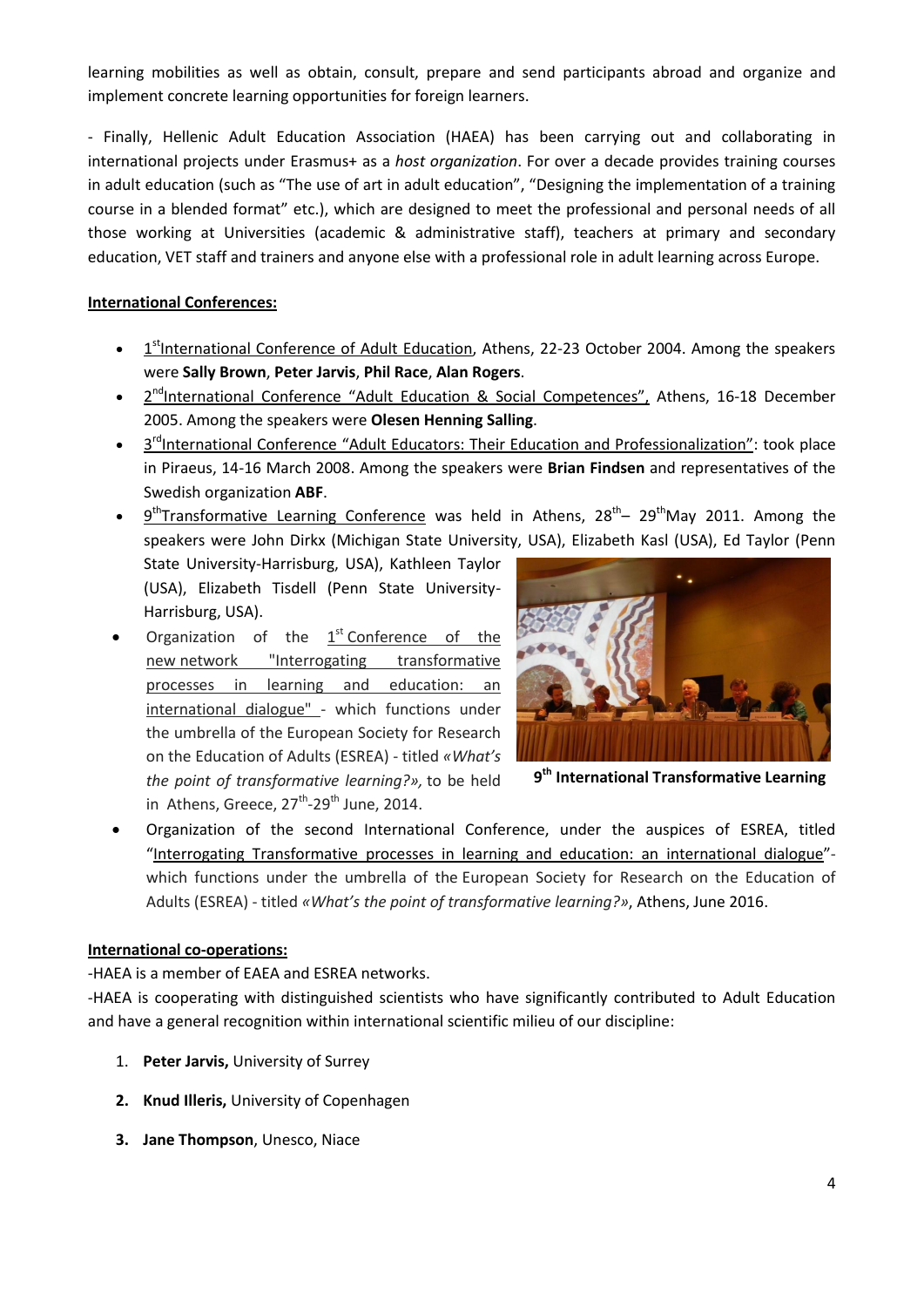learning mobilities as well as obtain, consult, prepare and send participants abroad and organize and implement concrete learning opportunities for foreign learners.

- Finally, Hellenic Adult Education Association (HAEA) has been carrying out and collaborating in international projects under Erasmus+ as a *host organization*. For over a decade provides training courses in adult education (such as "The use of art in adult education", "Designing the implementation of a training course in a blended format" etc.), which are designed to meet the professional and personal needs of all those working at Universities (academic & administrative staff), teachers at primary and secondary education, VET staff and trainers and anyone else with a professional role in adult learning across Europe.

**International Conferences:**

- 1st International Conference of Adult Education, Athens, 22-23 October 2004. Among the speakers were **Sally Brown**, **Peter Jarvis**, **Phil Race**, **Alan Rogers**.
- 2nd International Conference "Adult Education & Social Competences", Athens, 16-18 December 2005. Among the speakers were **Olesen Henning Salling**.
- 3rd International Conference "Adult Educators: Their Education and Professionalization": took place in Piraeus, 14-16 March 2008. Among the speakers were **Brian Findsen** and representatives of the Swedish organization **ABF**.
- 9th Transformative Learning Conference was held in Athens, 28th– 29th May 2011. Among the speakers were John Dirkx (Michigan State University, USA), Elizabeth Kasl (USA), Ed Taylor (Penn State University-Harrisburg, USA), Kathleen Taylor (USA), Elizabeth Tisdell (Penn State University-Harrisburg, USA).
- Organization of the 1st Conference of the new network "Interrogating transformative processes in learning and education: an international dialogue" - which functions under the umbrella of the European Society for Research on the Education of Adults (ESREA) - titled *«What's the point of transformative learning?»,* to be held in Athens, Greece, 27th-29th June, 2014.
- Organization of the second International Conference, under the auspices of ESREA, titled "Interrogating Transformative processes in learning and education: an international dialogue"- which functions under the umbrella of the European Society for Research on the Education of Adults (ESREA) - titled *«What's the point of transformative learning?»*, Athens, June 2016.

**9th International Transformative Learning**

**International co-operations:**

-HAEA is a member of EAEA and ESREA networks.

-HAEA is cooperating with distinguished scientists who have significantly contributed to Adult Education and have a general recognition within international scientific milieu of our discipline:

1. **Peter Jarvis,** University of Surrey
2. **Knud Illeris,** University of Copenhagen
3. **Jane Thompson**, Unesco, Niace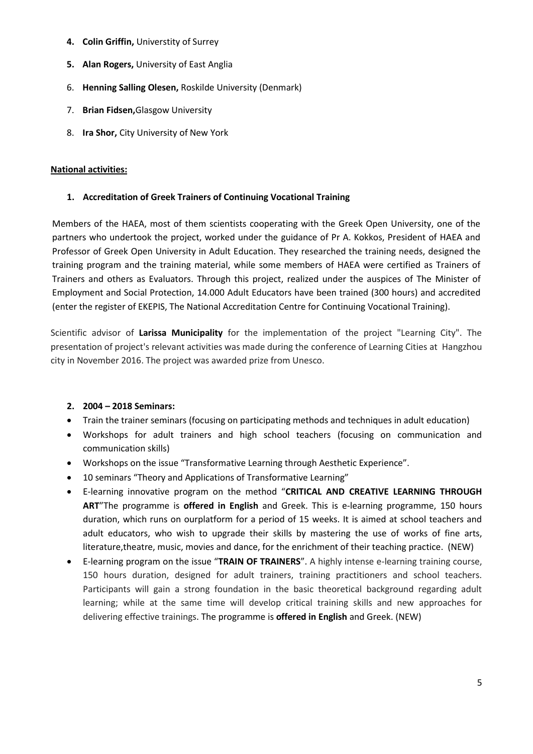4. **Colin Griffin,** Universtity of Surrey
5. **Alan Rogers,** University of East Anglia
6. **Henning Salling Olesen,** Roskilde University (Denmark)
7. **Brian Fidsen,**Glasgow University
8. **Ira Shor,** City University of New York

**National activities:**

1. **Accreditation of Greek Trainers of Continuing Vocational Training**

Members of the HAEA, most of them scientists cooperating with the Greek Open University, one of the partners who undertook the project, worked under the guidance of Pr A. Kokkos, President of HAEA and Professor of Greek Open University in Adult Education. They researched the training needs, designed the training program and the training material, while some members of HAEA were certified as Trainers of Trainers and others as Evaluators. Through this project, realized under the auspices of The Minister of Employment and Social Protection, 14.000 Adult Educators have been trained (300 hours) and accredited (enter the register of EKEPIS, The National Accreditation Centre for Continuing Vocational Training).

Scientific advisor of **Larissa Municipality** for the implementation of the project "Learning City". The presentation of project's relevant activities was made during the conference of Learning Cities at Hangzhou city in November 2016. The project was awarded prize from Unesco.

2. **2004 – 2018 Seminars:**

- Train the trainer seminars (focusing on participating methods and techniques in adult education)
- Workshops for adult trainers and high school teachers (focusing on communication and communication skills)
- Workshops on the issue “Transformative Learning through Aesthetic Experience”.
- 10 seminars “Theory and Applications of Transformative Learning”
- E-learning innovative program on the method “**CRITICAL AND CREATIVE LEARNING THROUGH ART**”The programme is **offered in English** and Greek. This is e-learning programme, 150 hours duration, which runs on ourplatform for a period of 15 weeks. It is aimed at school teachers and adult educators, who wish to upgrade their skills by mastering the use of works of fine arts, literature,theatre, music, movies and dance, for the enrichment of their teaching practice. (NEW)
- E-learning program on the issue “**TRAIN OF TRAINERS**”. A highly intense e-learning training course, 150 hours duration, designed for adult trainers, training practitioners and school teachers. Participants will gain a strong foundation in the basic theoretical background regarding adult learning; while at the same time will develop critical training skills and new approaches for delivering effective trainings. The programme is **offered in English** and Greek. (NEW)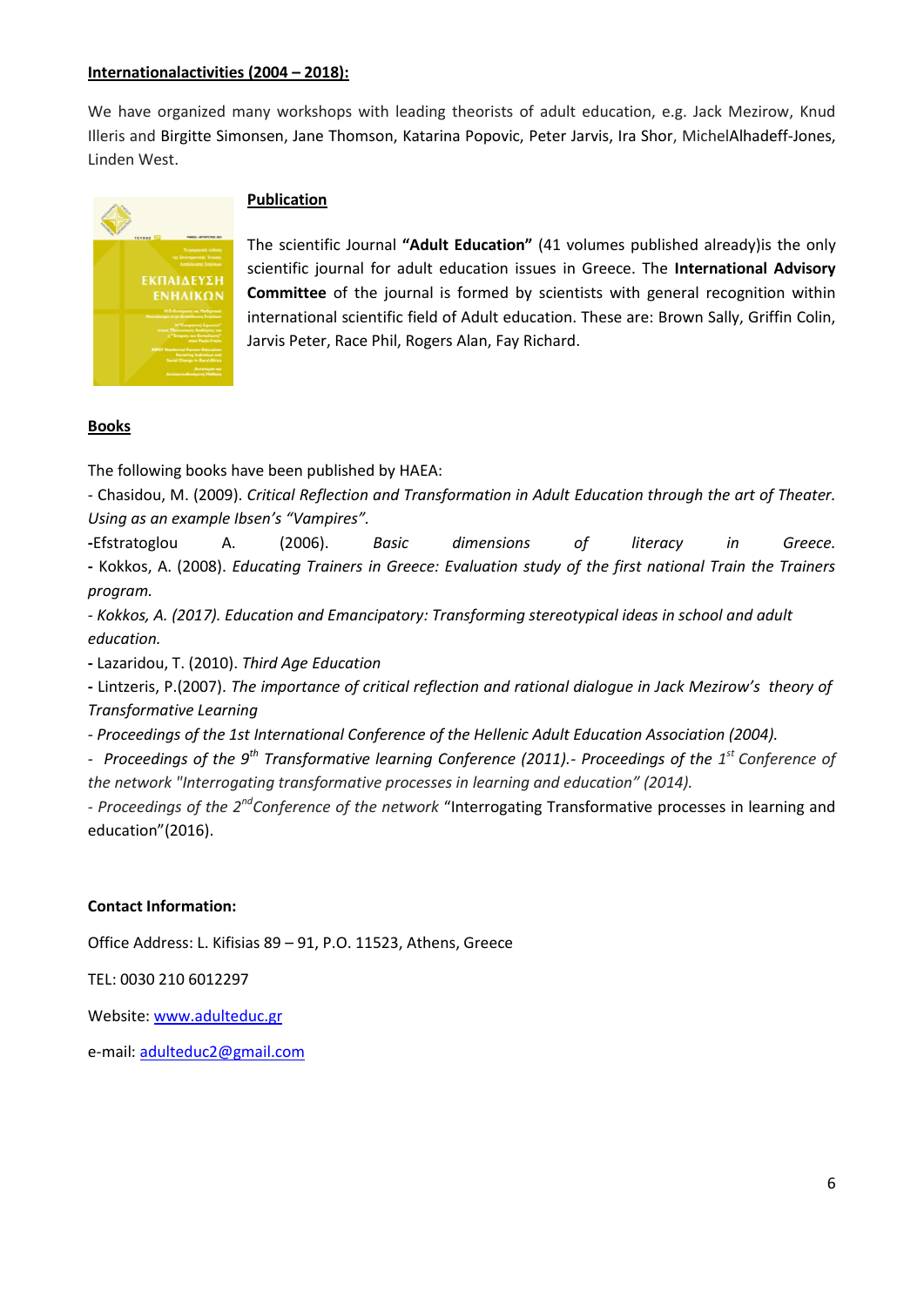**Internationalactivities (2004 – 2018):**

We have organized many workshops with leading theorists of adult education, e.g. Jack Mezirow, Knud Illeris and Birgitte Simonsen, Jane Thomson, Katarina Popovic, Peter Jarvis, Ira Shor, MichelAlhadeff-Jones, Linden West.

**Publication**

The scientific Journal **"Adult Education"** (41 volumes published already)is the only scientific journal for adult education issues in Greece. The **International Advisory Committee** of the journal is formed by scientists with general recognition within international scientific field of Adult education. These are: Brown Sally, Griffin Colin, Jarvis Peter, Race Phil, Rogers Alan, Fay Richard.

**Books**

The following books have been published by HAEA:

- Chasidou, M. (2009). *Critical Reflection and Transformation in Adult Education through the art of Theater. Using as an example Ibsen's "Vampires".*
- Efstratoglou A. (2006). *Basic dimensions of literacy in Greece.*
- Kokkos, A. (2008). *Educating Trainers in Greece: Evaluation study of the first national Train the Trainers program.*
- *Kokkos, A. (2017). Education and Emancipatory: Transforming stereotypical ideas in school and adult education.*
- Lazaridou, T. (2010). *Third Age Education*
- Lintzeris, P.(2007). *The importance of critical reflection and rational dialogue in Jack Mezirow's theory of Transformative Learning*
- *Proceedings of the 1st International Conference of the Hellenic Adult Education Association (2004).*
- *Proceedings of the 9th Transformative learning Conference (2011).- Proceedings of the 1st Conference of the network "Interrogating transformative processes in learning and education" (2014).*
- *Proceedings of the 2nd Conference of the network* "Interrogating Transformative processes in learning and education"(2016).

**Contact Information:**

Office Address: L. Kifisias 89 – 91, P.O. 11523, Athens, Greece

TEL: 0030 210 6012297

Website: www.adulteduc.gr

e-mail: adulteduc2@gmail.com